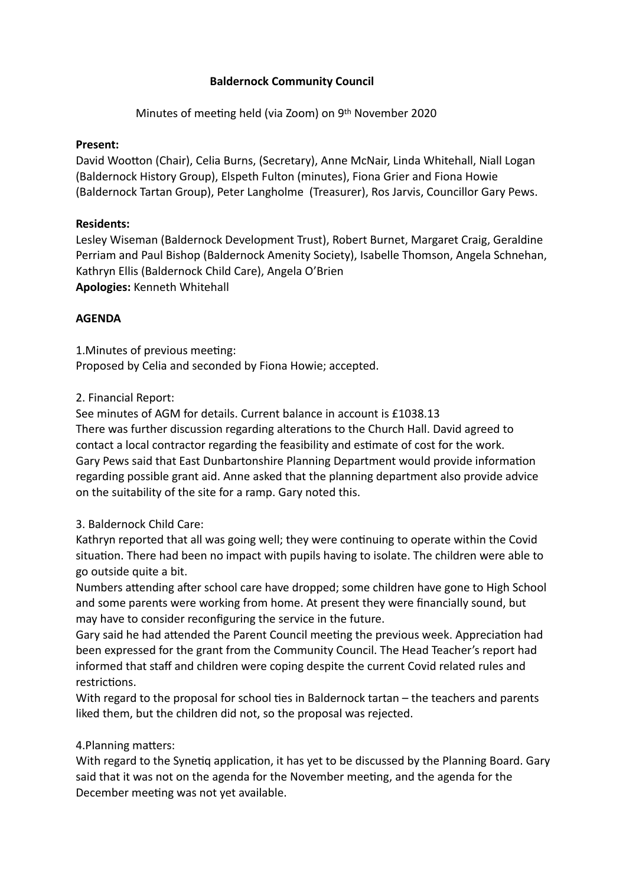**Baldernock Community Council**

Minutes of meeting held (via Zoom) on 9th November 2020

**Present:**

David Wootton (Chair), Celia Burns, (Secretary), Anne McNair, Linda Whitehall, Niall Logan (Baldernock History Group), Elspeth Fulton (minutes), Fiona Grier and Fiona Howie (Baldernock Tartan Group), Peter Langholme (Treasurer), Ros Jarvis, Councillor Gary Pews.

**Residents:**

Lesley Wiseman (Baldernock Development Trust), Robert Burnet, Margaret Craig, Geraldine Perriam and Paul Bishop (Baldernock Amenity Society), Isabelle Thomson, Angela Schnehan, Kathryn Ellis (Baldernock Child Care), Angela O'Brien

**Apologies:** Kenneth Whitehall

**AGENDA**

1.Minutes of previous meeting:
Proposed by Celia and seconded by Fiona Howie; accepted.

2. Financial Report:
See minutes of AGM for details. Current balance in account is £1038.13
There was further discussion regarding alterations to the Church Hall. David agreed to contact a local contractor regarding the feasibility and estimate of cost for the work.
Gary Pews said that East Dunbartonshire Planning Department would provide information regarding possible grant aid. Anne asked that the planning department also provide advice on the suitability of the site for a ramp. Gary noted this.

3. Baldernock Child Care:
Kathryn reported that all was going well; they were continuing to operate within the Covid situation. There had been no impact with pupils having to isolate. The children were able to go outside quite a bit.
Numbers attending after school care have dropped; some children have gone to High School and some parents were working from home. At present they were financially sound, but may have to consider reconfiguring the service in the future.
Gary said he had attended the Parent Council meeting the previous week. Appreciation had been expressed for the grant from the Community Council. The Head Teacher's report had informed that staff and children were coping despite the current Covid related rules and restrictions.
With regard to the proposal for school ties in Baldernock tartan – the teachers and parents liked them, but the children did not, so the proposal was rejected.

4.Planning matters:
With regard to the Synetiq application, it has yet to be discussed by the Planning Board. Gary said that it was not on the agenda for the November meeting, and the agenda for the December meeting was not yet available.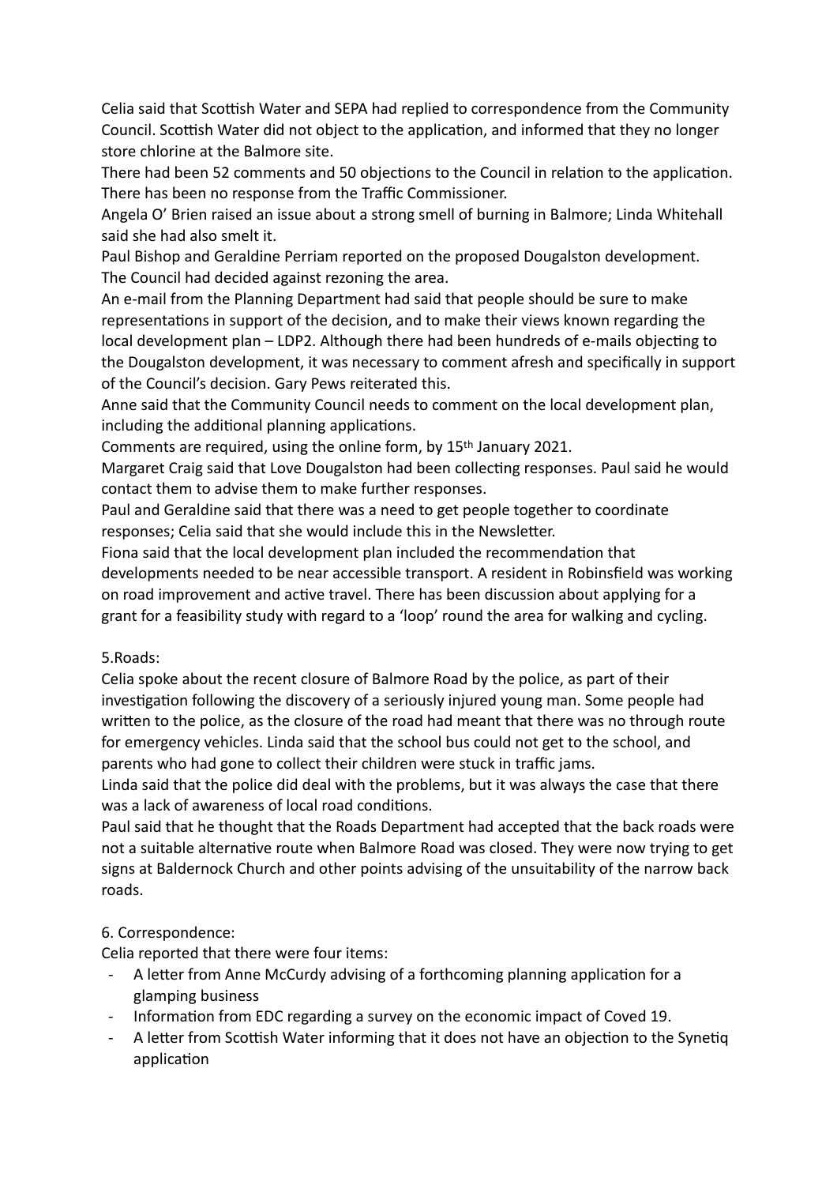Celia said that Scottish Water and SEPA had replied to correspondence from the Community Council. Scottish Water did not object to the application, and informed that they no longer store chlorine at the Balmore site.

There had been 52 comments and 50 objections to the Council in relation to the application. There has been no response from the Traffic Commissioner.

Angela O' Brien raised an issue about a strong smell of burning in Balmore; Linda Whitehall said she had also smelt it.

Paul Bishop and Geraldine Perriam reported on the proposed Dougalston development. The Council had decided against rezoning the area.

An e-mail from the Planning Department had said that people should be sure to make representations in support of the decision, and to make their views known regarding the local development plan – LDP2. Although there had been hundreds of e-mails objecting to the Dougalston development, it was necessary to comment afresh and specifically in support of the Council's decision. Gary Pews reiterated this.

Anne said that the Community Council needs to comment on the local development plan, including the additional planning applications.

Comments are required, using the online form, by 15th January 2021.

Margaret Craig said that Love Dougalston had been collecting responses. Paul said he would contact them to advise them to make further responses.

Paul and Geraldine said that there was a need to get people together to coordinate responses; Celia said that she would include this in the Newsletter.

Fiona said that the local development plan included the recommendation that developments needed to be near accessible transport. A resident in Robinsfield was working on road improvement and active travel. There has been discussion about applying for a grant for a feasibility study with regard to a 'loop' round the area for walking and cycling.

5.Roads:

Celia spoke about the recent closure of Balmore Road by the police, as part of their investigation following the discovery of a seriously injured young man. Some people had written to the police, as the closure of the road had meant that there was no through route for emergency vehicles. Linda said that the school bus could not get to the school, and parents who had gone to collect their children were stuck in traffic jams.

Linda said that the police did deal with the problems, but it was always the case that there was a lack of awareness of local road conditions.

Paul said that he thought that the Roads Department had accepted that the back roads were not a suitable alternative route when Balmore Road was closed. They were now trying to get signs at Baldernock Church and other points advising of the unsuitability of the narrow back roads.

6. Correspondence:

Celia reported that there were four items:

- A letter from Anne McCurdy advising of a forthcoming planning application for a glamping business
- Information from EDC regarding a survey on the economic impact of Coved 19.
- A letter from Scottish Water informing that it does not have an objection to the Synetiq application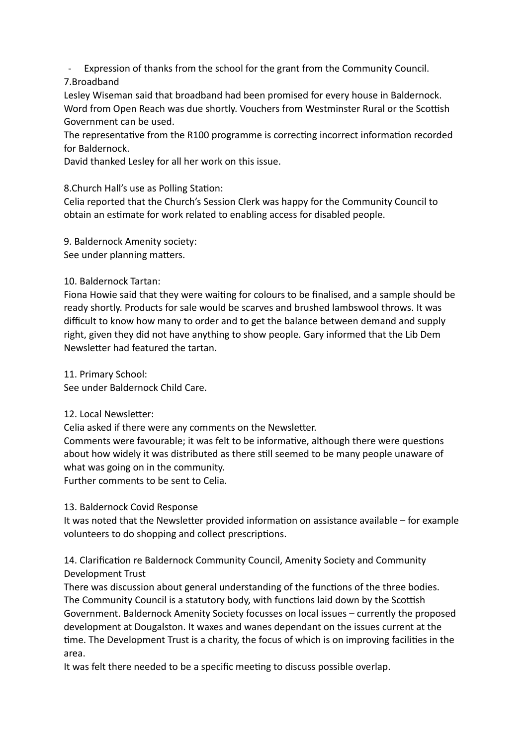- Expression of thanks from the school for the grant from the Community Council.

7.Broadband

Lesley Wiseman said that broadband had been promised for every house in Baldernock. Word from Open Reach was due shortly. Vouchers from Westminster Rural or the Scottish Government can be used.

The representative from the R100 programme is correcting incorrect information recorded for Baldernock.

David thanked Lesley for all her work on this issue.

8.Church Hall's use as Polling Station:

Celia reported that the Church's Session Clerk was happy for the Community Council to obtain an estimate for work related to enabling access for disabled people.

9. Baldernock Amenity society:

See under planning matters.

10. Baldernock Tartan:

Fiona Howie said that they were waiting for colours to be finalised, and a sample should be ready shortly. Products for sale would be scarves and brushed lambswool throws. It was difficult to know how many to order and to get the balance between demand and supply right, given they did not have anything to show people. Gary informed that the Lib Dem Newsletter had featured the tartan.

11. Primary School:

See under Baldernock Child Care.

12. Local Newsletter:

Celia asked if there were any comments on the Newsletter.

Comments were favourable; it was felt to be informative, although there were questions about how widely it was distributed as there still seemed to be many people unaware of what was going on in the community.

Further comments to be sent to Celia.

13. Baldernock Covid Response

It was noted that the Newsletter provided information on assistance available – for example volunteers to do shopping and collect prescriptions.

14. Clarification re Baldernock Community Council, Amenity Society and Community Development Trust

There was discussion about general understanding of the functions of the three bodies. The Community Council is a statutory body, with functions laid down by the Scottish Government. Baldernock Amenity Society focusses on local issues – currently the proposed development at Dougalston. It waxes and wanes dependant on the issues current at the time. The Development Trust is a charity, the focus of which is on improving facilities in the area.

It was felt there needed to be a specific meeting to discuss possible overlap.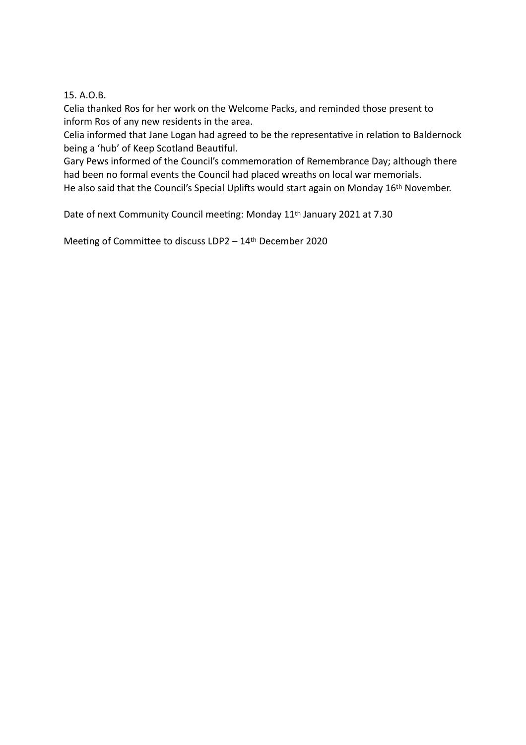15. A.O.B.

Celia thanked Ros for her work on the Welcome Packs, and reminded those present to inform Ros of any new residents in the area.

Celia informed that Jane Logan had agreed to be the representative in relation to Baldernock being a 'hub' of Keep Scotland Beautiful.

Gary Pews informed of the Council's commemoration of Remembrance Day; although there had been no formal events the Council had placed wreaths on local war memorials.

He also said that the Council's Special Uplifts would start again on Monday 16th November.

Date of next Community Council meeting: Monday 11th January 2021 at 7.30

Meeting of Committee to discuss LDP2 – 14th December 2020